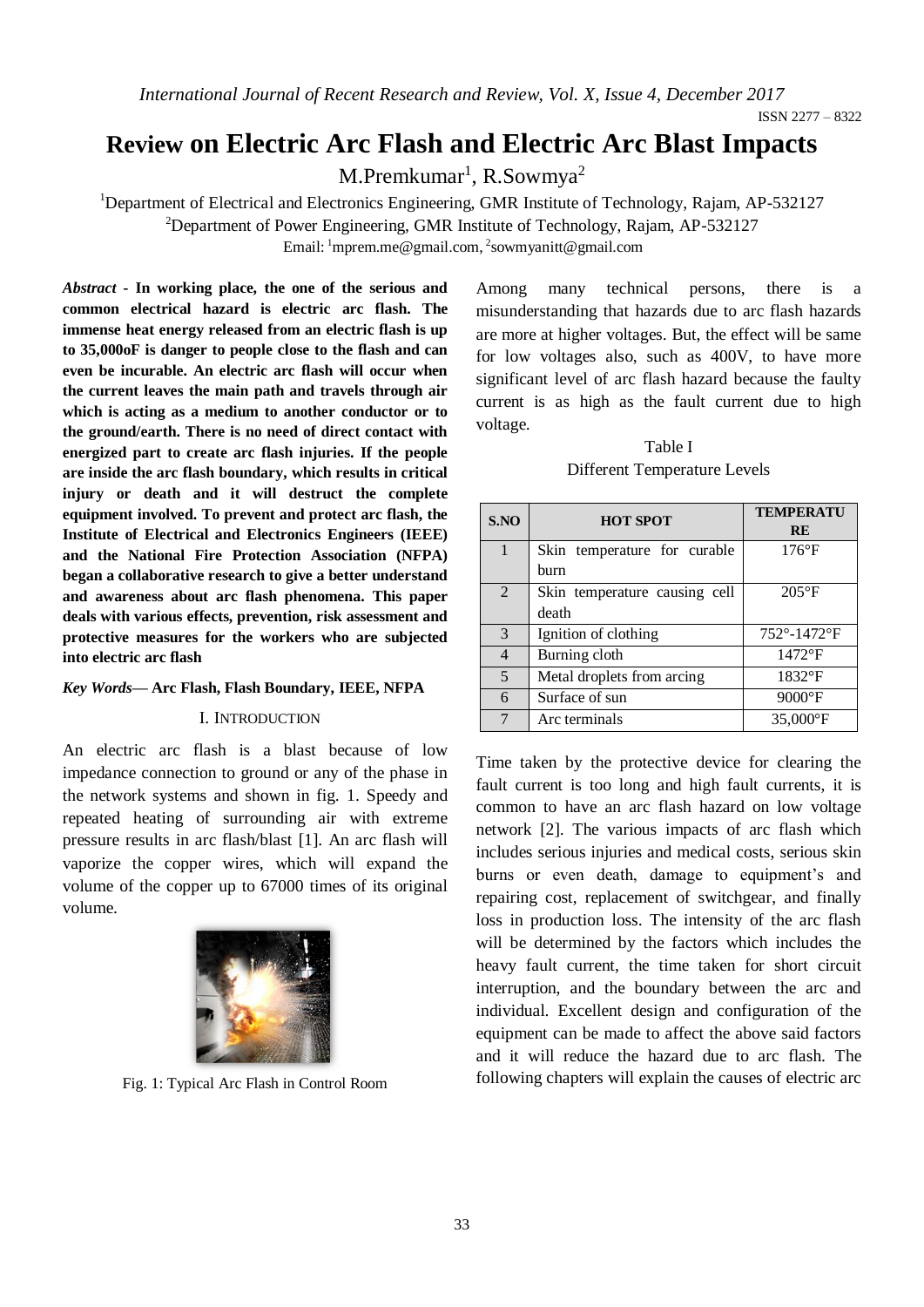# Review on Electric Arc Flash and Electric Arc Blast Impacts

M.Premkumar[1], R.Sowmya[2]

[1]Department of Electrical and Electronics Engineering, GMR Institute of Technology, Rajam, AP-532127

[2]Department of Power Engineering, GMR Institute of Technology, Rajam, AP-532127

Email: [1]mprem.me@gmail.com, [2]sowmyanitt@gmail.com

***Abstract* - In working place, the one of the serious and common electrical hazard is electric arc flash. The immense heat energy released from an electric flash is up to 35,000oF is danger to people close to the flash and can even be incurable. An electric arc flash will occur when the current leaves the main path and travels through air which is acting as a medium to another conductor or to the ground/earth. There is no need of direct contact with energized part to create arc flash injuries. If the people are inside the arc flash boundary, which results in critical injury or death and it will destruct the complete equipment involved. To prevent and protect arc flash, the Institute of Electrical and Electronics Engineers (IEEE) and the National Fire Protection Association (NFPA) began a collaborative research to give a better understand and awareness about arc flash phenomena. This paper deals with various effects, prevention, risk assessment and protective measures for the workers who are subjected into electric arc flash**

***Key Words*— Arc Flash, Flash Boundary, IEEE, NFPA**

## I. INTRODUCTION

An electric arc flash is a blast because of low impedance connection to ground or any of the phase in the network systems and shown in fig. 1. Speedy and repeated heating of surrounding air with extreme pressure results in arc flash/blast [1]. An arc flash will vaporize the copper wires, which will expand the volume of the copper up to 67000 times of its original volume.

Fig. 1: Typical Arc Flash in Control Room

Among many technical persons, there is a misunderstanding that hazards due to arc flash hazards are more at higher voltages. But, the effect will be same for low voltages also, such as 400V, to have more significant level of arc flash hazard because the faulty current is as high as the fault current due to high voltage.

Table I
Different Temperature Levels

| S.NO | HOT SPOT | TEMPERATURE |
|---|---|---|
| 1 | Skin temperature for curable burn | 176°F |
| 2 | Skin temperature causing cell death | 205°F |
| 3 | Ignition of clothing | 752°-1472°F |
| 4 | Burning cloth | 1472°F |
| 5 | Metal droplets from arcing | 1832°F |
| 6 | Surface of sun | 9000°F |
| 7 | Arc terminals | 35,000°F |

Time taken by the protective device for clearing the fault current is too long and high fault currents, it is common to have an arc flash hazard on low voltage network [2]. The various impacts of arc flash which includes serious injuries and medical costs, serious skin burns or even death, damage to equipment's and repairing cost, replacement of switchgear, and finally loss in production loss. The intensity of the arc flash will be determined by the factors which includes the heavy fault current, the time taken for short circuit interruption, and the boundary between the arc and individual. Excellent design and configuration of the equipment can be made to affect the above said factors and it will reduce the hazard due to arc flash. The following chapters will explain the causes of electric arc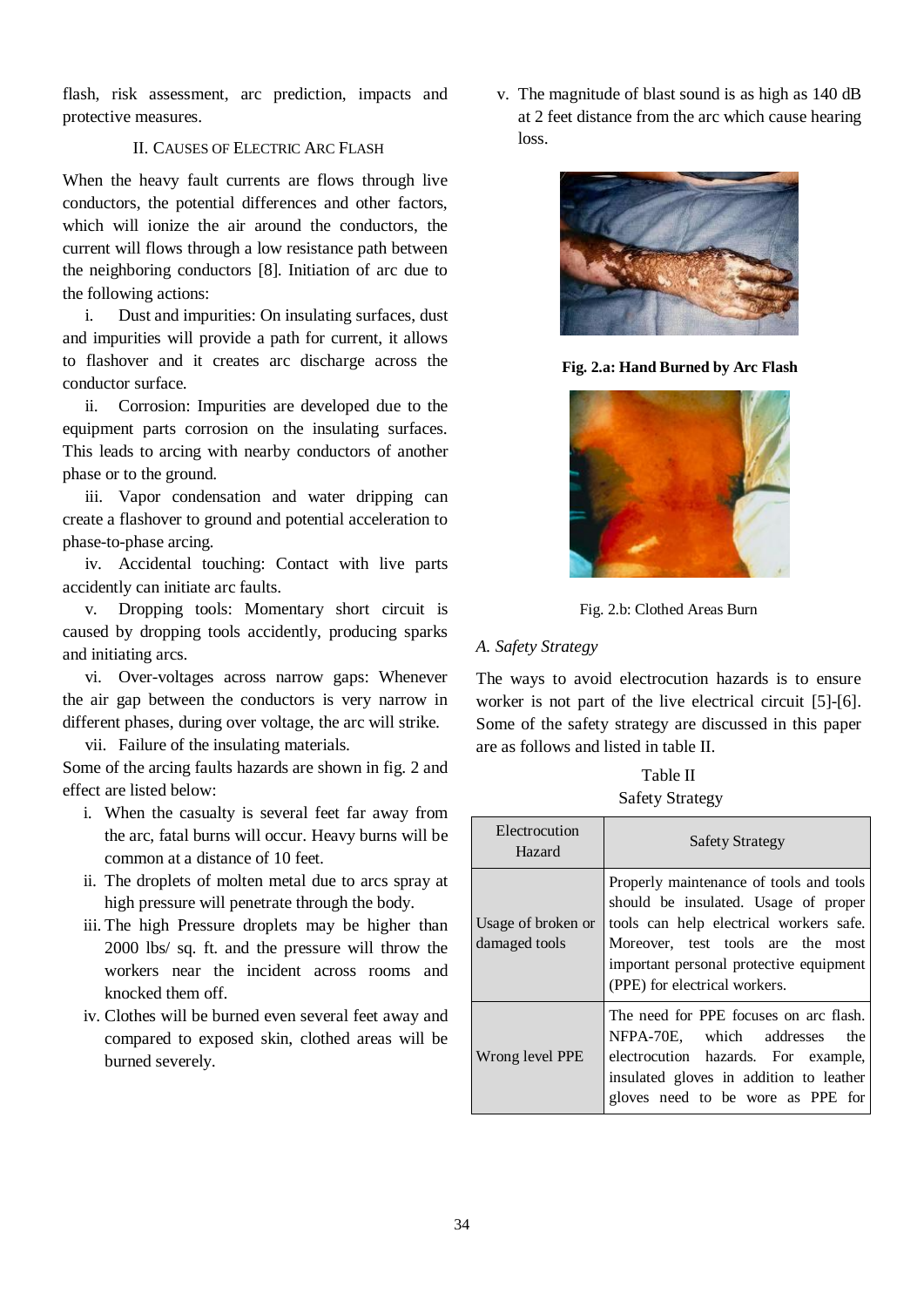flash, risk assessment, arc prediction, impacts and protective measures.

## II. Causes of Electric Arc Flash

When the heavy fault currents are flows through live conductors, the potential differences and other factors, which will ionize the air around the conductors, the current will flows through a low resistance path between the neighboring conductors [8]. Initiation of arc due to the following actions:

i. Dust and impurities: On insulating surfaces, dust and impurities will provide a path for current, it allows to flashover and it creates arc discharge across the conductor surface.

ii. Corrosion: Impurities are developed due to the equipment parts corrosion on the insulating surfaces. This leads to arcing with nearby conductors of another phase or to the ground.

iii. Vapor condensation and water dripping can create a flashover to ground and potential acceleration to phase-to-phase arcing.

iv. Accidental touching: Contact with live parts accidently can initiate arc faults.

v. Dropping tools: Momentary short circuit is caused by dropping tools accidently, producing sparks and initiating arcs.

vi. Over-voltages across narrow gaps: Whenever the air gap between the conductors is very narrow in different phases, during over voltage, the arc will strike.

vii. Failure of the insulating materials.

Some of the arcing faults hazards are shown in fig. 2 and effect are listed below:

i. When the casualty is several feet far away from the arc, fatal burns will occur. Heavy burns will be common at a distance of 10 feet.
ii. The droplets of molten metal due to arcs spray at high pressure will penetrate through the body.
iii. The high Pressure droplets may be higher than 2000 lbs/ sq. ft. and the pressure will throw the workers near the incident across rooms and knocked them off.
iv. Clothes will be burned even several feet away and compared to exposed skin, clothed areas will be burned severely.
v. The magnitude of blast sound is as high as 140 dB at 2 feet distance from the arc which cause hearing loss.

**Fig. 2.a: Hand Burned by Arc Flash**

Fig. 2.b: Clothed Areas Burn

### *A. Safety Strategy*

The ways to avoid electrocution hazards is to ensure worker is not part of the live electrical circuit [5]-[6]. Some of the safety strategy are discussed in this paper are as follows and listed in table II.

Table II
Safety Strategy

| Electrocution Hazard | Safety Strategy |
|---|---|
| Usage of broken or damaged tools | Properly maintenance of tools and tools should be insulated. Usage of proper tools can help electrical workers safe. Moreover, test tools are the most important personal protective equipment (PPE) for electrical workers. |
| Wrong level PPE | The need for PPE focuses on arc flash. NFPA-70E, which addresses the electrocution hazards. For example, insulated gloves in addition to leather gloves need to be wore as PPE for |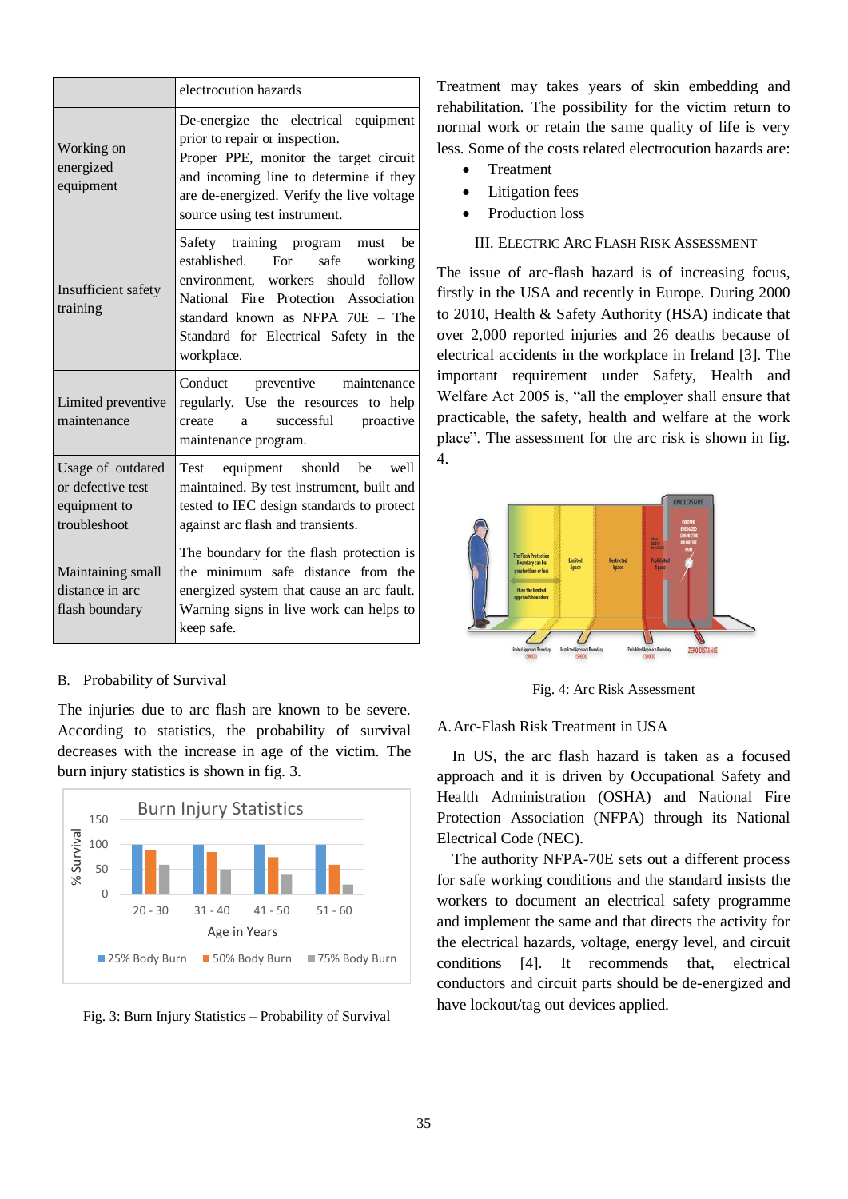| | electrocution hazards |
|---|---|
| Working on energized equipment | De-energize the electrical equipment prior to repair or inspection. Proper PPE, monitor the target circuit and incoming line to determine if they are de-energized. Verify the live voltage source using test instrument. |
| Insufficient safety training | Safety training program must be established. For safe working environment, workers should follow National Fire Protection Association standard known as NFPA 70E – The Standard for Electrical Safety in the workplace. |
| Limited preventive maintenance | Conduct preventive maintenance regularly. Use the resources to help create a successful proactive maintenance program. |
| Usage of outdated or defective test equipment to troubleshoot | Test equipment should be well maintained. By test instrument, built and tested to IEC design standards to protect against arc flash and transients. |
| Maintaining small distance in arc flash boundary | The boundary for the flash protection is the minimum safe distance from the energized system that cause an arc fault. Warning signs in live work can helps to keep safe. |

B. Probability of Survival

The injuries due to arc flash are known to be severe. According to statistics, the probability of survival decreases with the increase in age of the victim. The burn injury statistics is shown in fig. 3.

Fig. 3: Burn Injury Statistics – Probability of Survival

Treatment may takes years of skin embedding and rehabilitation. The possibility for the victim return to normal work or retain the same quality of life is very less. Some of the costs related electrocution hazards are:

- Treatment
- Litigation fees
- Production loss

## III. Electric Arc Flash Risk Assessment

The issue of arc-flash hazard is of increasing focus, firstly in the USA and recently in Europe. During 2000 to 2010, Health & Safety Authority (HSA) indicate that over 2,000 reported injuries and 26 deaths because of electrical accidents in the workplace in Ireland [3]. The important requirement under Safety, Health and Welfare Act 2005 is, "all the employer shall ensure that practicable, the safety, health and welfare at the work place". The assessment for the arc risk is shown in fig. 4.

Fig. 4: Arc Risk Assessment

A. Arc-Flash Risk Treatment in USA

In US, the arc flash hazard is taken as a focused approach and it is driven by Occupational Safety and Health Administration (OSHA) and National Fire Protection Association (NFPA) through its National Electrical Code (NEC).

The authority NFPA-70E sets out a different process for safe working conditions and the standard insists the workers to document an electrical safety programme and implement the same and that directs the activity for the electrical hazards, voltage, energy level, and circuit conditions [4]. It recommends that, electrical conductors and circuit parts should be de-energized and have lockout/tag out devices applied.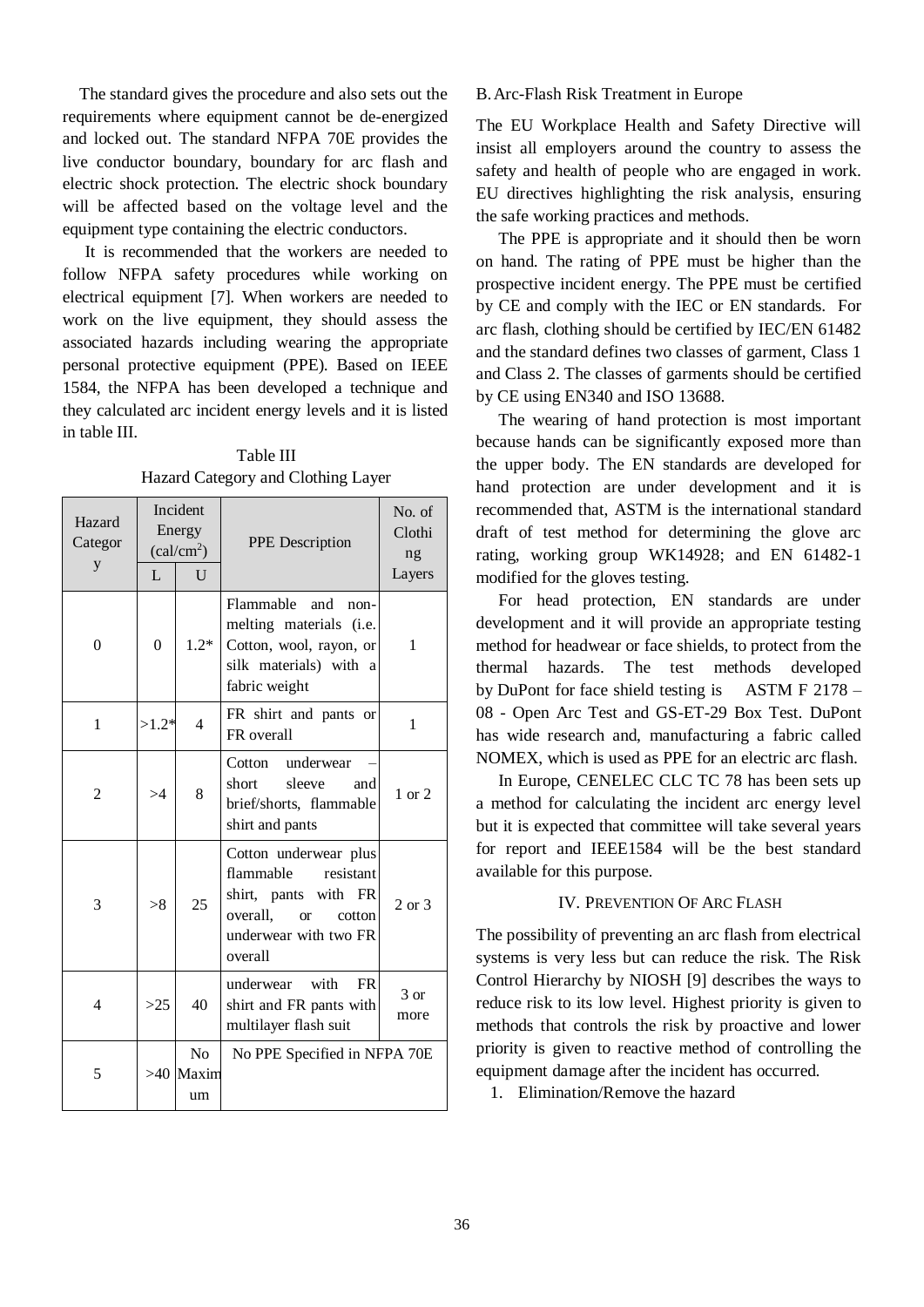The standard gives the procedure and also sets out the requirements where equipment cannot be de-energized and locked out. The standard NFPA 70E provides the live conductor boundary, boundary for arc flash and electric shock protection. The electric shock boundary will be affected based on the voltage level and the equipment type containing the electric conductors.

It is recommended that the workers are needed to follow NFPA safety procedures while working on electrical equipment [7]. When workers are needed to work on the live equipment, they should assess the associated hazards including wearing the appropriate personal protective equipment (PPE). Based on IEEE 1584, the NFPA has been developed a technique and they calculated arc incident energy levels and it is listed in table III.

Table III
Hazard Category and Clothing Layer

| Hazard Category | Incident Energy ($cal/cm^2$) | | PPE Description | No. of Clothing Layers |
|---|---|---|---|---|
| | L | U | | |
| 0 | 0 | 1.2* | Flammable and non-melting materials (i.e. Cotton, wool, rayon, or silk materials) with a fabric weight | 1 |
| 1 | >1.2* | 4 | FR shirt and pants or FR overall | 1 |
| 2 | >4 | 8 | Cotton underwear – short sleeve and brief/shorts, flammable shirt and pants | 1 or 2 |
| 3 | >8 | 25 | Cotton underwear plus flammable resistant shirt, pants with FR overall, or cotton underwear with two FR overall | 2 or 3 |
| 4 | >25 | 40 | underwear with FR shirt and FR pants with multilayer flash suit | 3 or more |
| 5 | >40 | No Maximum | No PPE Specified in NFPA 70E | |

B. Arc-Flash Risk Treatment in Europe

The EU Workplace Health and Safety Directive will insist all employers around the country to assess the safety and health of people who are engaged in work. EU directives highlighting the risk analysis, ensuring the safe working practices and methods.

The PPE is appropriate and it should then be worn on hand. The rating of PPE must be higher than the prospective incident energy. The PPE must be certified by CE and comply with the IEC or EN standards. For arc flash, clothing should be certified by IEC/EN 61482 and the standard defines two classes of garment, Class 1 and Class 2. The classes of garments should be certified by CE using EN340 and ISO 13688.

The wearing of hand protection is most important because hands can be significantly exposed more than the upper body. The EN standards are developed for hand protection are under development and it is recommended that, ASTM is the international standard draft of test method for determining the glove arc rating, working group WK14928; and EN 61482-1 modified for the gloves testing.

For head protection, EN standards are under development and it will provide an appropriate testing method for headwear or face shields, to protect from the thermal hazards. The test methods developed by DuPont for face shield testing is ASTM F 2178 – 08 - Open Arc Test and GS-ET-29 Box Test. DuPont has wide research and, manufacturing a fabric called NOMEX, which is used as PPE for an electric arc flash.

In Europe, CENELEC CLC TC 78 has been sets up a method for calculating the incident arc energy level but it is expected that committee will take several years for report and IEEE1584 will be the best standard available for this purpose.

## IV. Prevention Of Arc Flash

The possibility of preventing an arc flash from electrical systems is very less but can reduce the risk. The Risk Control Hierarchy by NIOSH [9] describes the ways to reduce risk to its low level. Highest priority is given to methods that controls the risk by proactive and lower priority is given to reactive method of controlling the equipment damage after the incident has occurred.

1. Elimination/Remove the hazard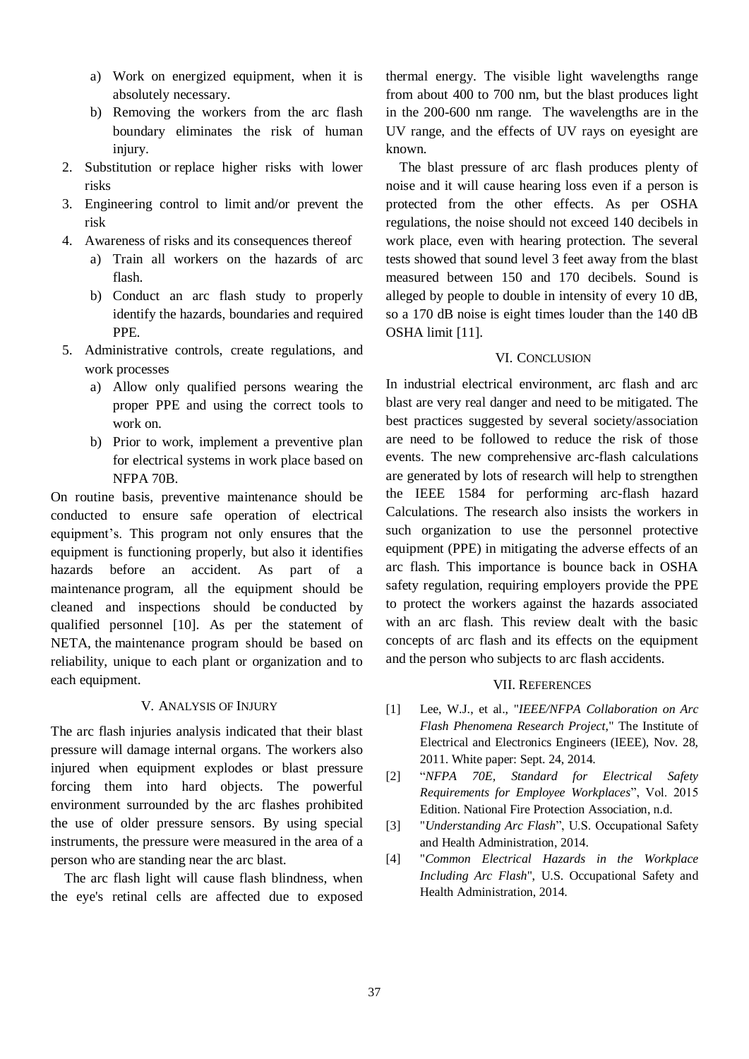a) Work on energized equipment, when it is absolutely necessary.
   b) Removing the workers from the arc flash boundary eliminates the risk of human injury.
2. Substitution or replace higher risks with lower risks
3. Engineering control to limit and/or prevent the risk
4. Awareness of risks and its consequences thereof
   a) Train all workers on the hazards of arc flash.
   b) Conduct an arc flash study to properly identify the hazards, boundaries and required PPE.
5. Administrative controls, create regulations, and work processes
   a) Allow only qualified persons wearing the proper PPE and using the correct tools to work on.
   b) Prior to work, implement a preventive plan for electrical systems in work place based on NFPA 70B.

On routine basis, preventive maintenance should be conducted to ensure safe operation of electrical equipment's. This program not only ensures that the equipment is functioning properly, but also it identifies hazards before an accident. As part of a maintenance program, all the equipment should be cleaned and inspections should be conducted by qualified personnel [10]. As per the statement of NETA, the maintenance program should be based on reliability, unique to each plant or organization and to each equipment.

## V. Analysis of Injury

The arc flash injuries analysis indicated that their blast pressure will damage internal organs. The workers also injured when equipment explodes or blast pressure forcing them into hard objects. The powerful environment surrounded by the arc flashes prohibited the use of older pressure sensors. By using special instruments, the pressure were measured in the area of a person who are standing near the arc blast.

The arc flash light will cause flash blindness, when the eye's retinal cells are affected due to exposed thermal energy. The visible light wavelengths range from about 400 to 700 nm, but the blast produces light in the 200-600 nm range. The wavelengths are in the UV range, and the effects of UV rays on eyesight are known.

The blast pressure of arc flash produces plenty of noise and it will cause hearing loss even if a person is protected from the other effects. As per OSHA regulations, the noise should not exceed 140 decibels in work place, even with hearing protection. The several tests showed that sound level 3 feet away from the blast measured between 150 and 170 decibels. Sound is alleged by people to double in intensity of every 10 dB, so a 170 dB noise is eight times louder than the 140 dB OSHA limit [11].

## VI. Conclusion

In industrial electrical environment, arc flash and arc blast are very real danger and need to be mitigated. The best practices suggested by several society/association are need to be followed to reduce the risk of those events. The new comprehensive arc-flash calculations are generated by lots of research will help to strengthen the IEEE 1584 for performing arc-flash hazard Calculations. The research also insists the workers in such organization to use the personnel protective equipment (PPE) in mitigating the adverse effects of an arc flash. This importance is bounce back in OSHA safety regulation, requiring employers provide the PPE to protect the workers against the hazards associated with an arc flash. This review dealt with the basic concepts of arc flash and its effects on the equipment and the person who subjects to arc flash accidents.

## VII. References

[1] Lee, W.J., et al., "*IEEE/NFPA Collaboration on Arc Flash Phenomena Research Project*," The Institute of Electrical and Electronics Engineers (IEEE), Nov. 28, 2011. White paper: Sept. 24, 2014.

[2] "*NFPA 70E, Standard for Electrical Safety Requirements for Employee Workplaces*", Vol. 2015 Edition. National Fire Protection Association, n.d.

[3] "*Understanding Arc Flash*", U.S. Occupational Safety and Health Administration, 2014.

[4] "*Common Electrical Hazards in the Workplace Including Arc Flash*", U.S. Occupational Safety and Health Administration, 2014.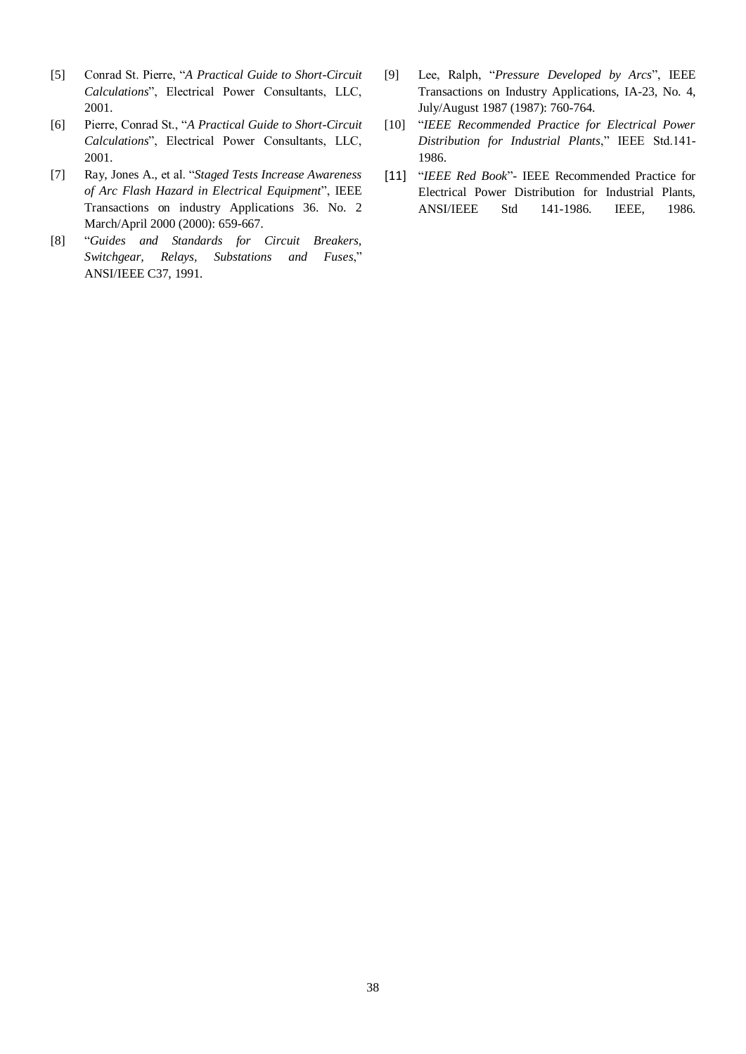[5] Conrad St. Pierre, "*A Practical Guide to Short-Circuit Calculations*", Electrical Power Consultants, LLC, 2001.

[6] Pierre, Conrad St., "*A Practical Guide to Short-Circuit Calculations*", Electrical Power Consultants, LLC, 2001.

[7] Ray, Jones A., et al. "*Staged Tests Increase Awareness of Arc Flash Hazard in Electrical Equipment*", IEEE Transactions on industry Applications 36. No. 2 March/April 2000 (2000): 659-667.

[8] "*Guides and Standards for Circuit Breakers, Switchgear, Relays, Substations and Fuses*," ANSI/IEEE C37, 1991.

[9] Lee, Ralph, "*Pressure Developed by Arcs*", IEEE Transactions on Industry Applications, IA-23, No. 4, July/August 1987 (1987): 760-764.

[10] "*IEEE Recommended Practice for Electrical Power Distribution for Industrial Plants*," IEEE Std.141-1986.

[11] "*IEEE Red Book*"- IEEE Recommended Practice for Electrical Power Distribution for Industrial Plants, ANSI/IEEE Std 141-1986. IEEE, 1986.